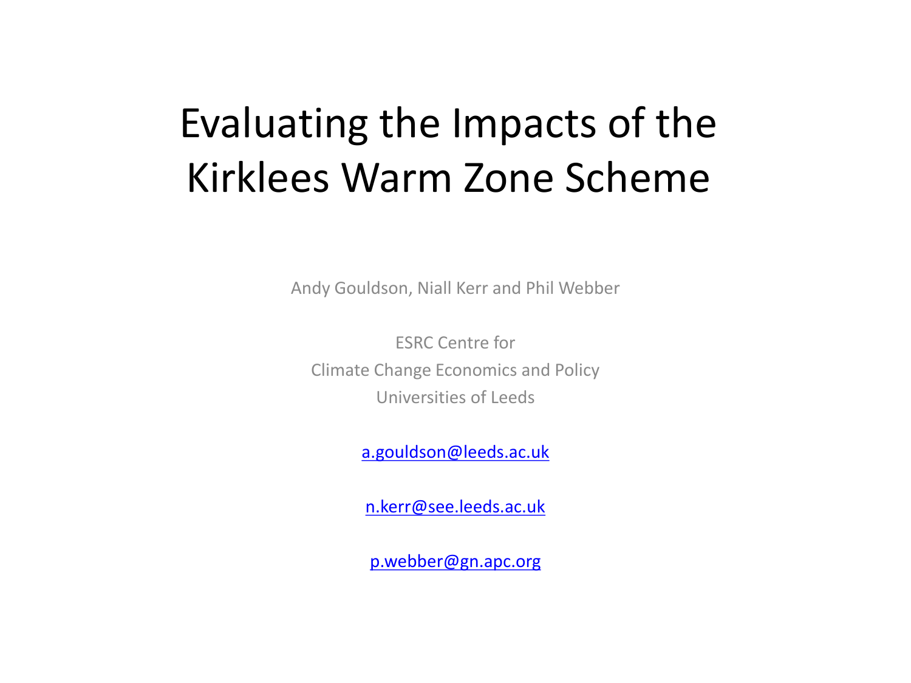# Evaluating the Impacts of the Kirklees Warm Zone Scheme

Andy Gouldson, Niall Kerr and Phil Webber

ESRC Centre for
Climate Change Economics and Policy
Universities of Leeds

a.gouldson@leeds.ac.uk

n.kerr@see.leeds.ac.uk

p.webber@gn.apc.org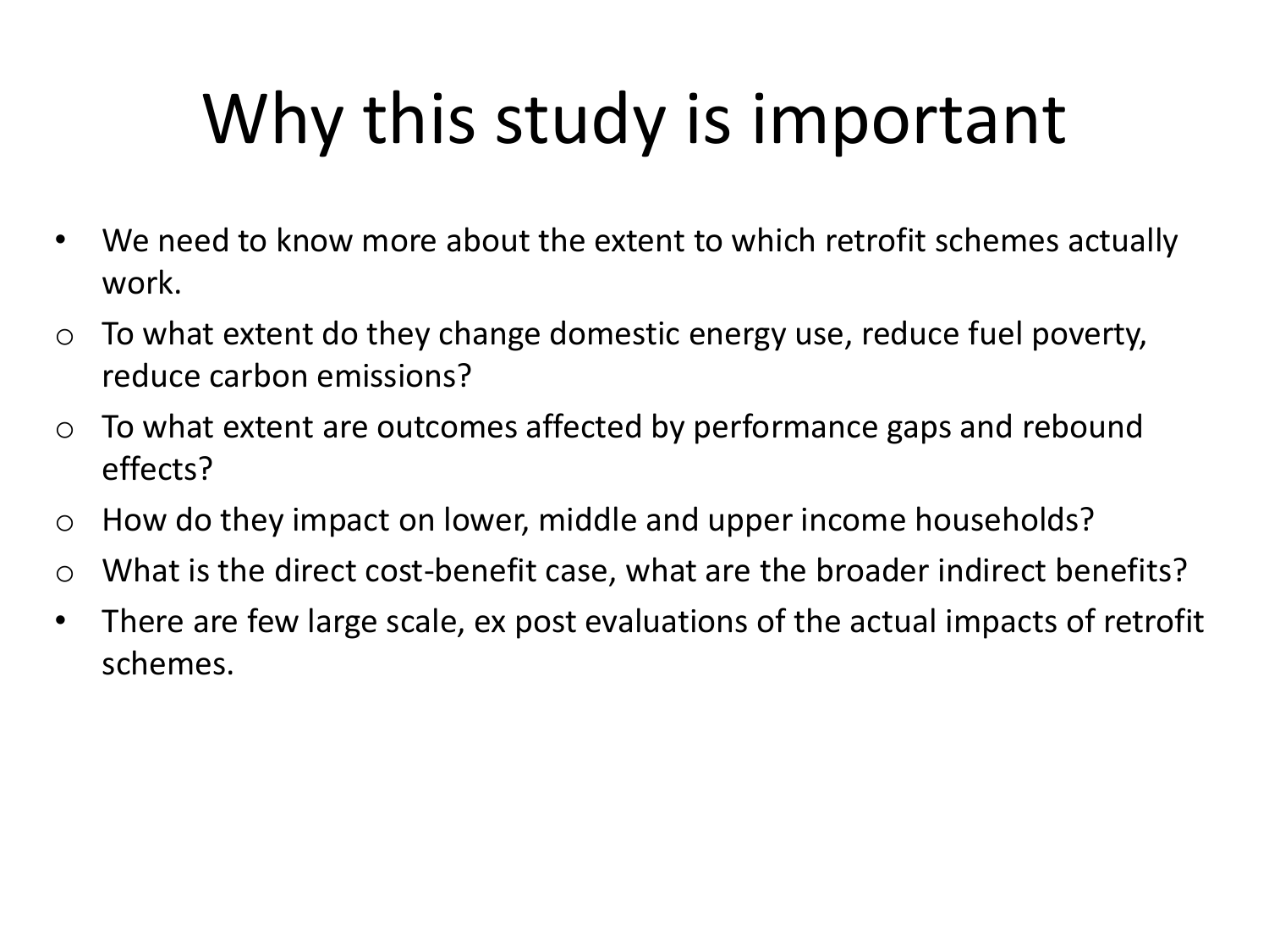# Why this study is important

- We need to know more about the extent to which retrofit schemes actually work.
  - To what extent do they change domestic energy use, reduce fuel poverty, reduce carbon emissions?
  - To what extent are outcomes affected by performance gaps and rebound effects?
  - How do they impact on lower, middle and upper income households?
  - What is the direct cost-benefit case, what are the broader indirect benefits?
- There are few large scale, ex post evaluations of the actual impacts of retrofit schemes.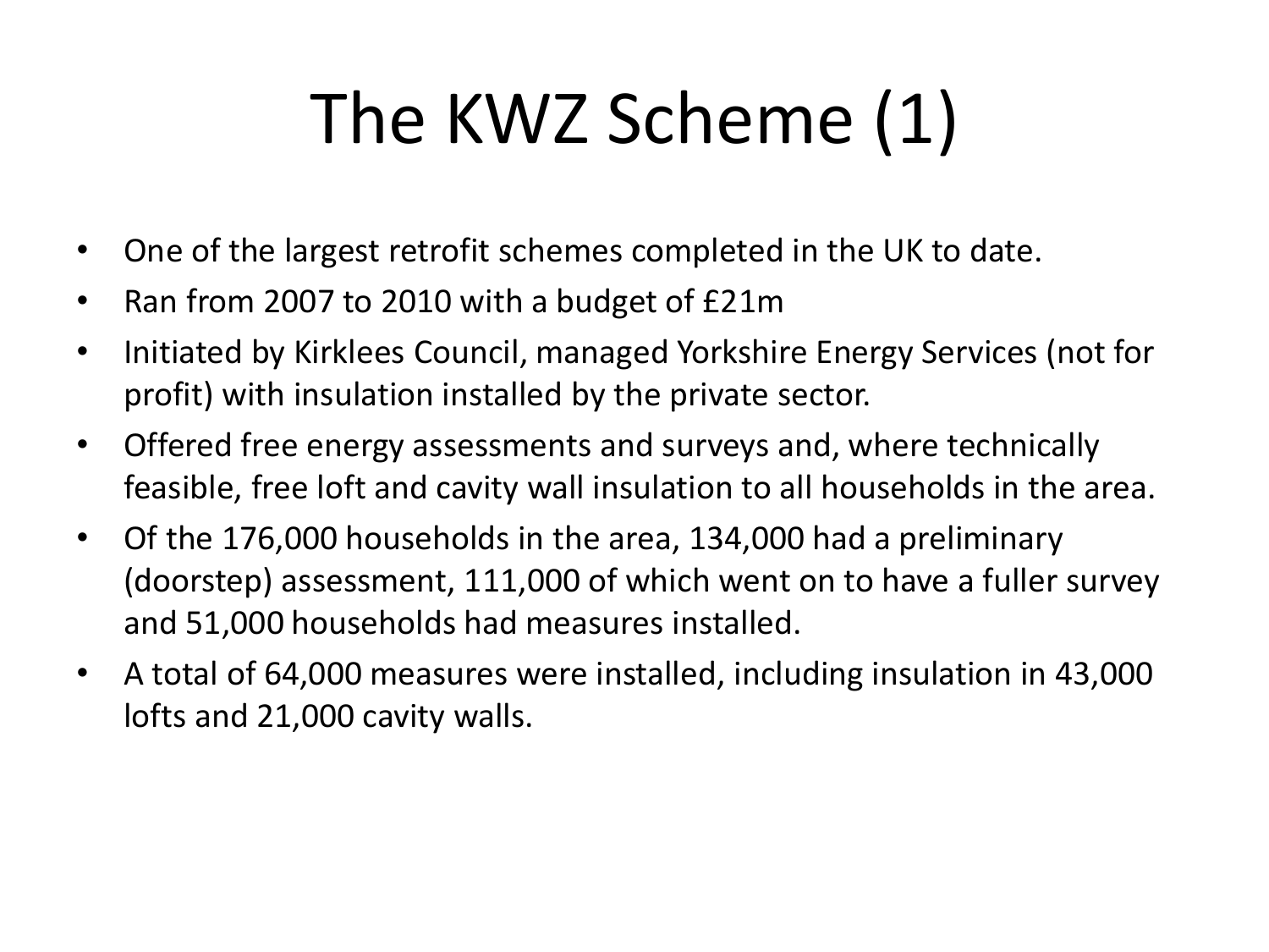# The KWZ Scheme (1)

- One of the largest retrofit schemes completed in the UK to date.
- Ran from 2007 to 2010 with a budget of £21m
- Initiated by Kirklees Council, managed Yorkshire Energy Services (not for profit) with insulation installed by the private sector.
- Offered free energy assessments and surveys and, where technically feasible, free loft and cavity wall insulation to all households in the area.
- Of the 176,000 households in the area, 134,000 had a preliminary (doorstep) assessment, 111,000 of which went on to have a fuller survey and 51,000 households had measures installed.
- A total of 64,000 measures were installed, including insulation in 43,000 lofts and 21,000 cavity walls.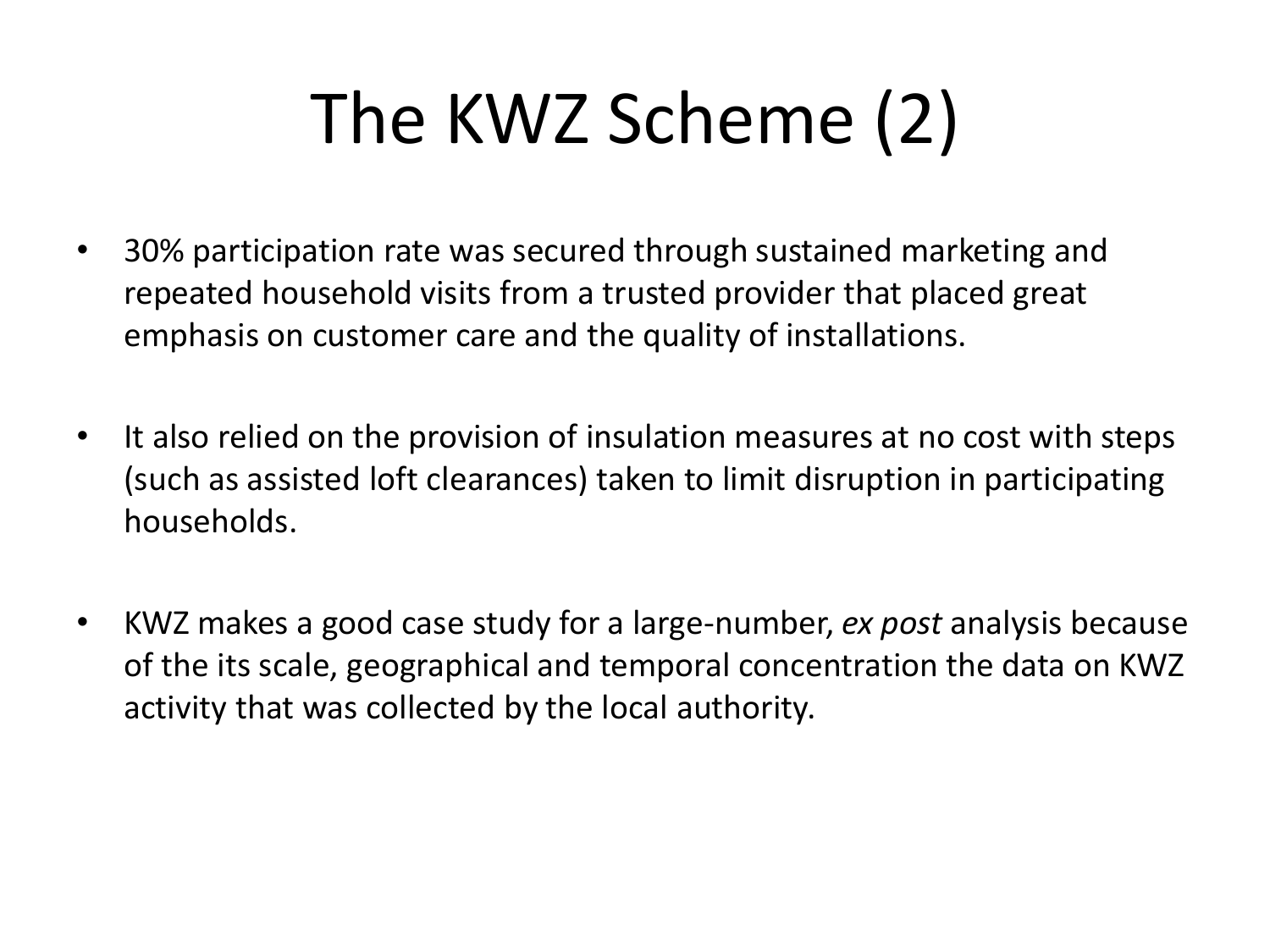# The KWZ Scheme (2)

- 30% participation rate was secured through sustained marketing and repeated household visits from a trusted provider that placed great emphasis on customer care and the quality of installations.

- It also relied on the provision of insulation measures at no cost with steps (such as assisted loft clearances) taken to limit disruption in participating households.

- KWZ makes a good case study for a large-number, *ex post* analysis because of the its scale, geographical and temporal concentration the data on KWZ activity that was collected by the local authority.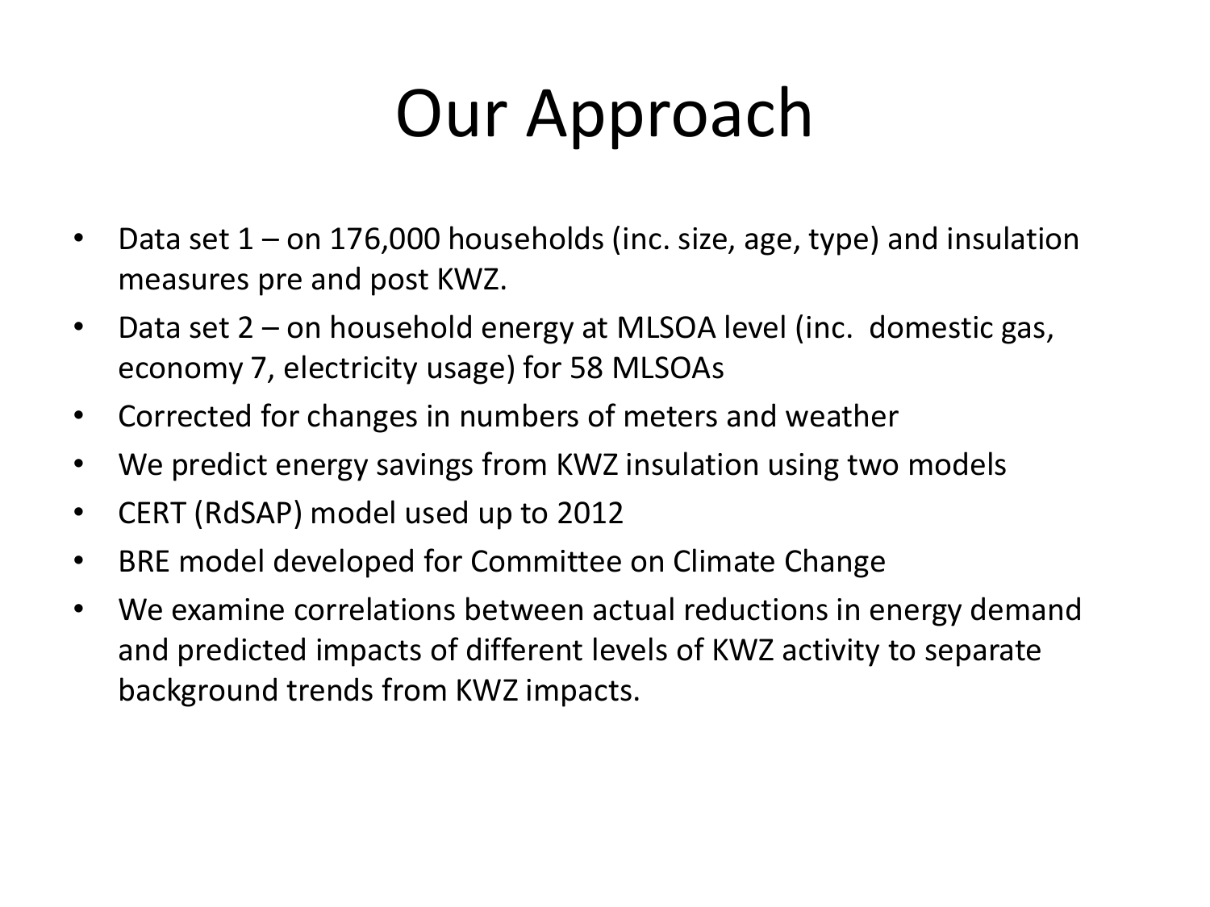# Our Approach

- Data set 1 – on 176,000 households (inc. size, age, type) and insulation measures pre and post KWZ.
- Data set 2 – on household energy at MLSOA level (inc. domestic gas, economy 7, electricity usage) for 58 MLSOAs
- Corrected for changes in numbers of meters and weather
- We predict energy savings from KWZ insulation using two models
- CERT (RdSAP) model used up to 2012
- BRE model developed for Committee on Climate Change
- We examine correlations between actual reductions in energy demand and predicted impacts of different levels of KWZ activity to separate background trends from KWZ impacts.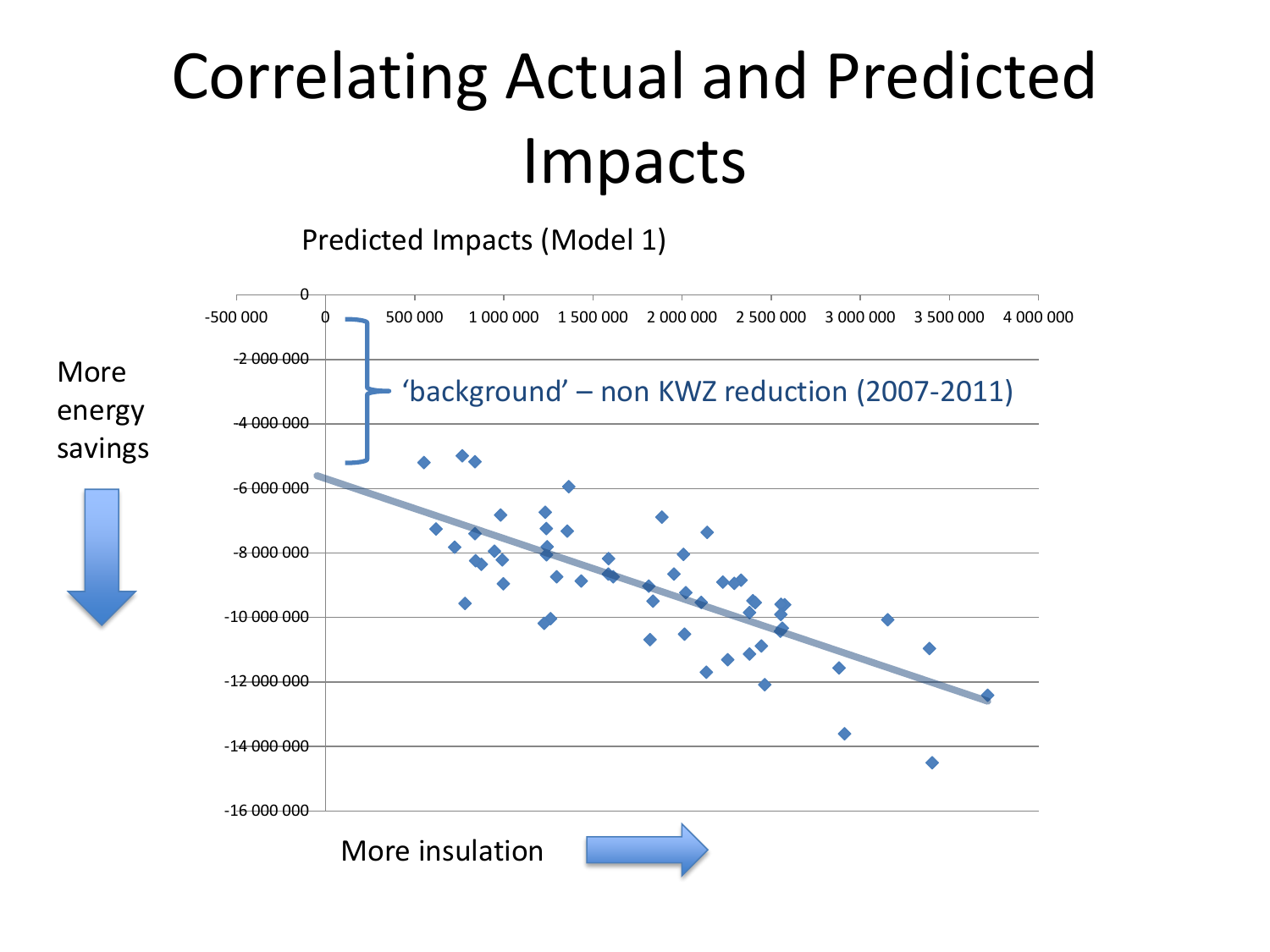# Correlating Actual and Predicted Impacts

Predicted Impacts (Model 1)

'background' – non KWZ reduction (2007-2011)

More energy savings

More insulation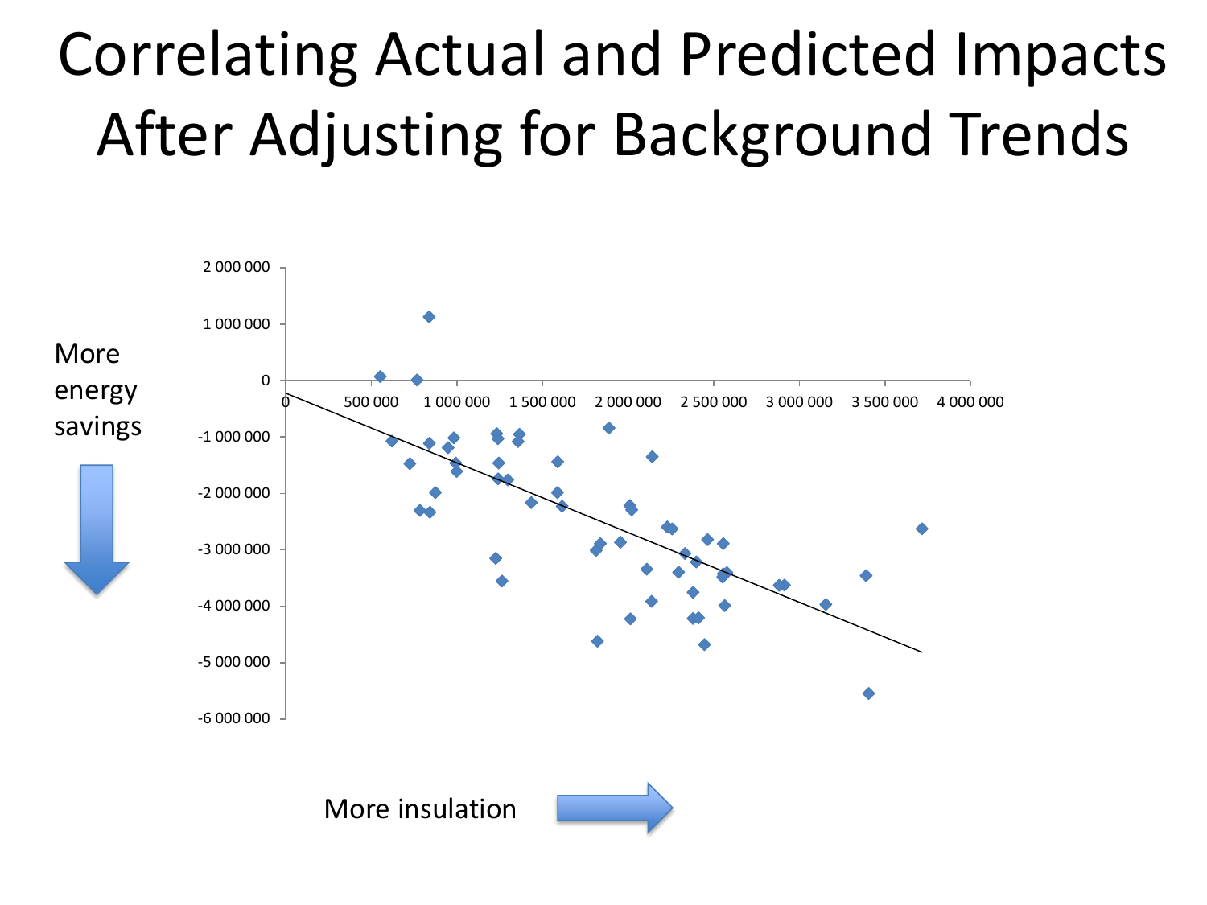# Correlating Actual and Predicted Impacts After Adjusting for Background Trends

More energy savings

More insulation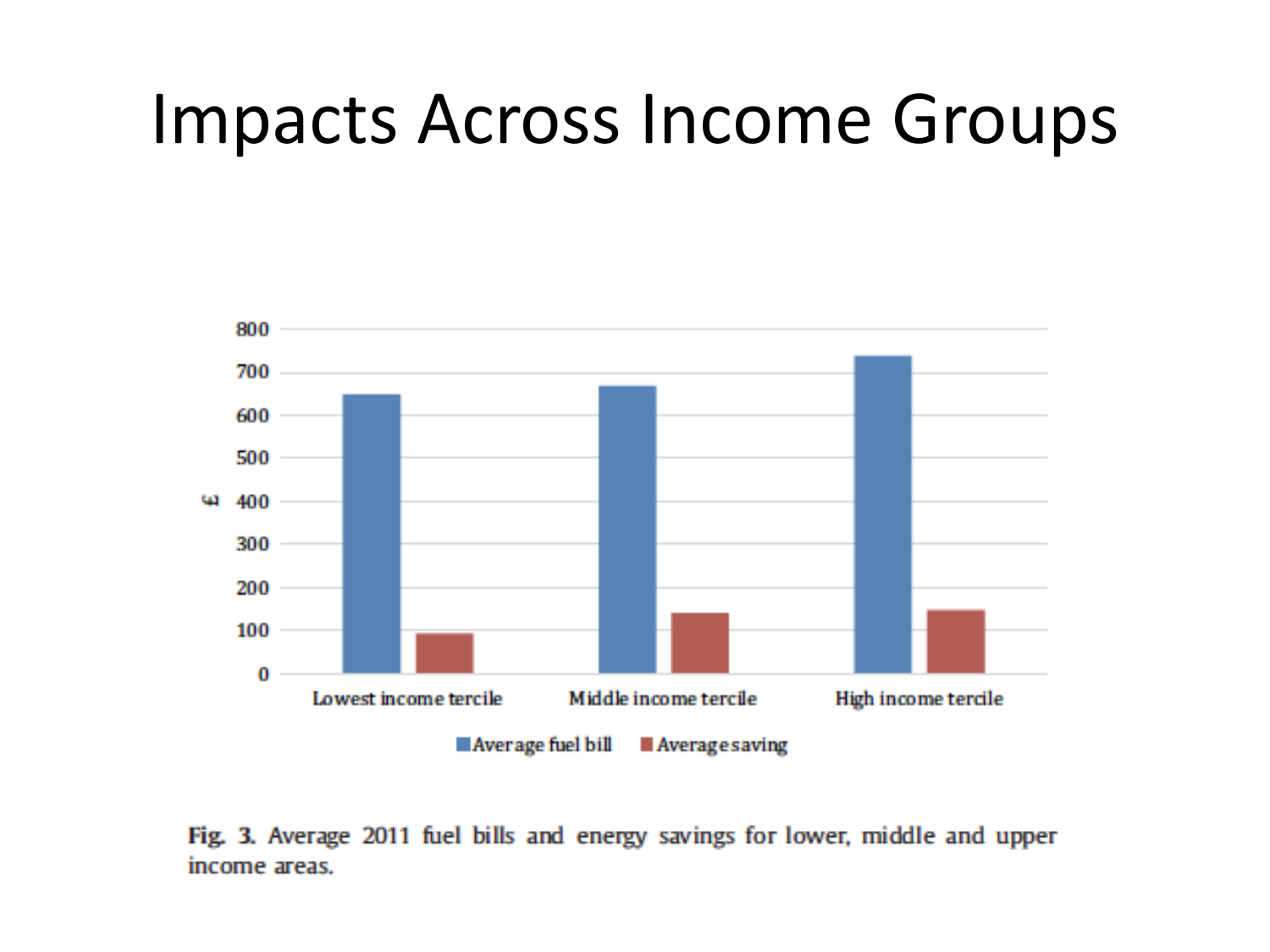# Impacts Across Income Groups

| | Average fuel bill (£) | Average saving (£) |
|---|---|---|
| Lowest income tercile | 650 | 95 |
| Middle income tercile | 670 | 142 |
| High income tercile | 740 | 148 |

**Fig. 3.** Average 2011 fuel bills and energy savings for lower, middle and upper income areas.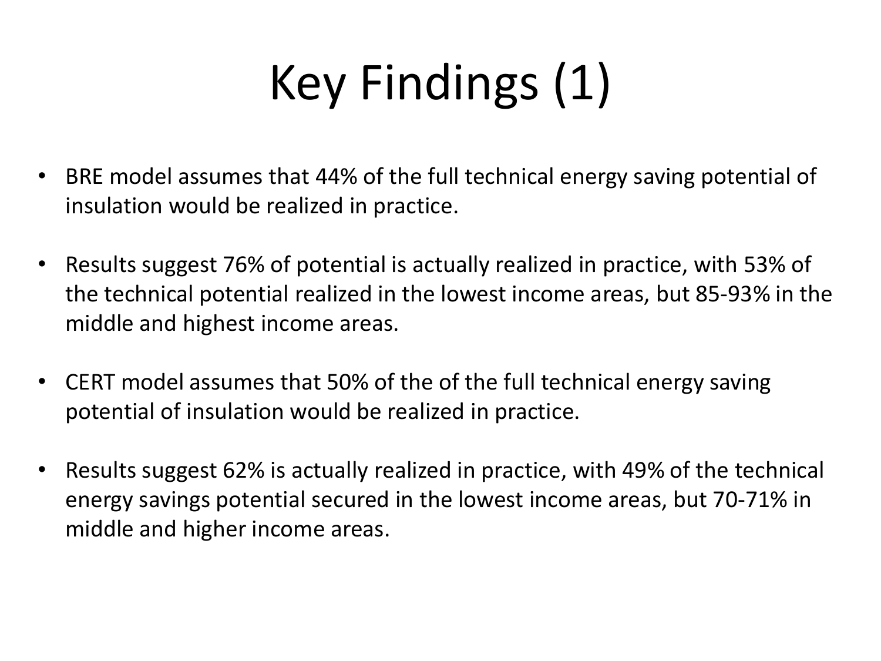# Key Findings (1)

- BRE model assumes that 44% of the full technical energy saving potential of insulation would be realized in practice.

- Results suggest 76% of potential is actually realized in practice, with 53% of the technical potential realized in the lowest income areas, but 85-93% in the middle and highest income areas.

- CERT model assumes that 50% of the of the full technical energy saving potential of insulation would be realized in practice.

- Results suggest 62% is actually realized in practice, with 49% of the technical energy savings potential secured in the lowest income areas, but 70-71% in middle and higher income areas.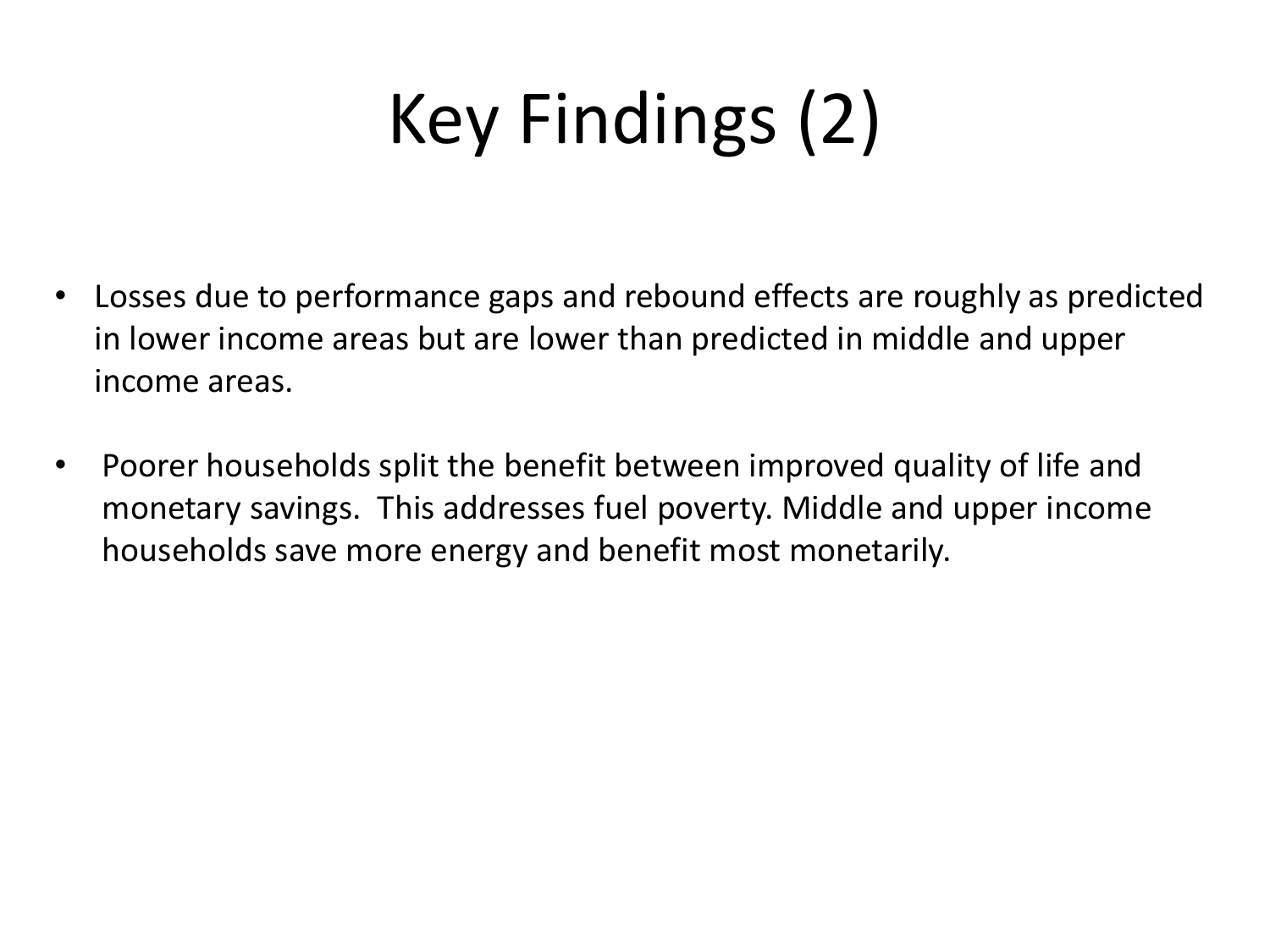# Key Findings (2)

- Losses due to performance gaps and rebound effects are roughly as predicted in lower income areas but are lower than predicted in middle and upper income areas.
- Poorer households split the benefit between improved quality of life and monetary savings. This addresses fuel poverty. Middle and upper income households save more energy and benefit most monetarily.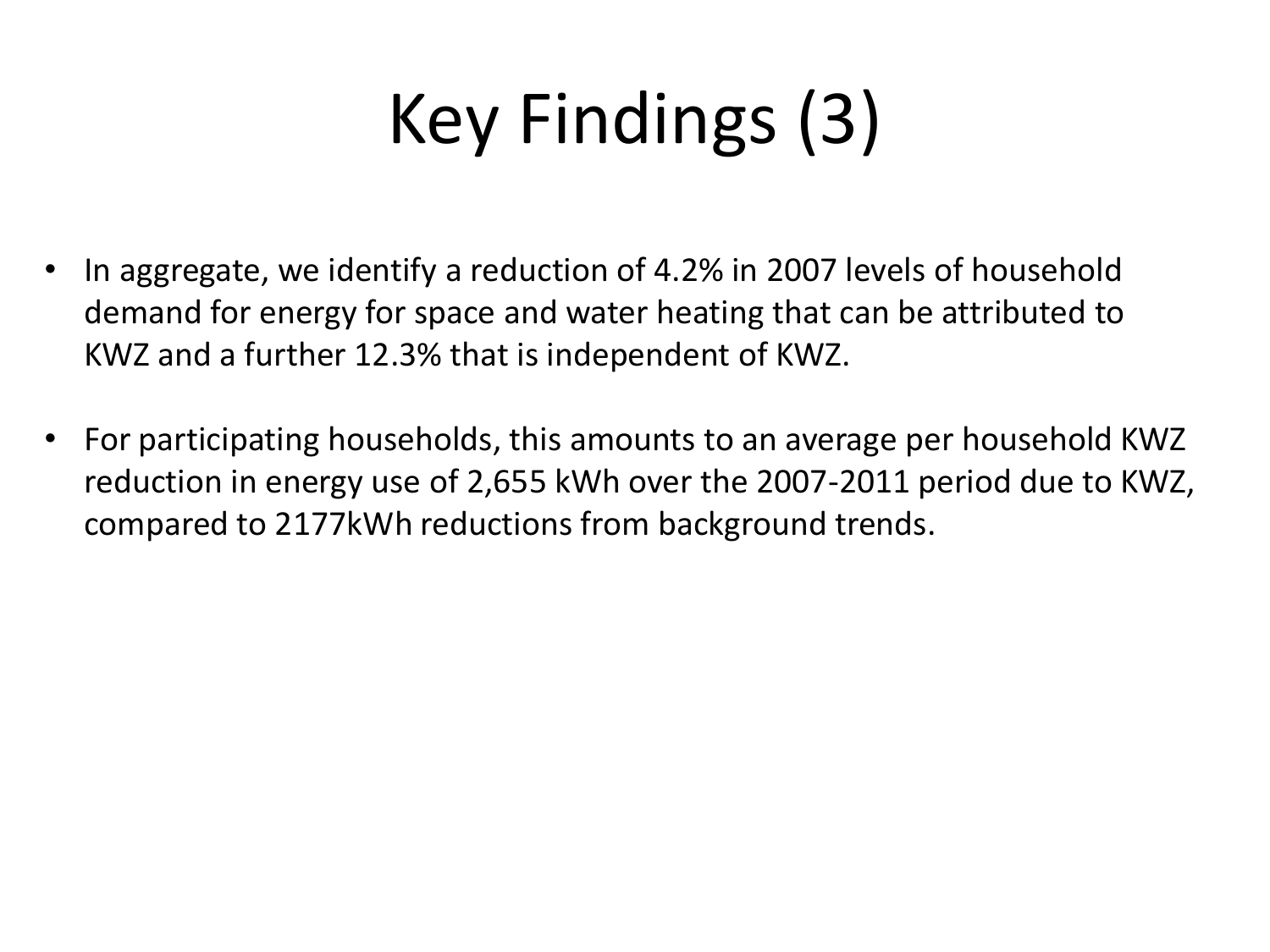# Key Findings (3)

- In aggregate, we identify a reduction of 4.2% in 2007 levels of household demand for energy for space and water heating that can be attributed to KWZ and a further 12.3% that is independent of KWZ.
- For participating households, this amounts to an average per household KWZ reduction in energy use of 2,655 kWh over the 2007-2011 period due to KWZ, compared to 2177kWh reductions from background trends.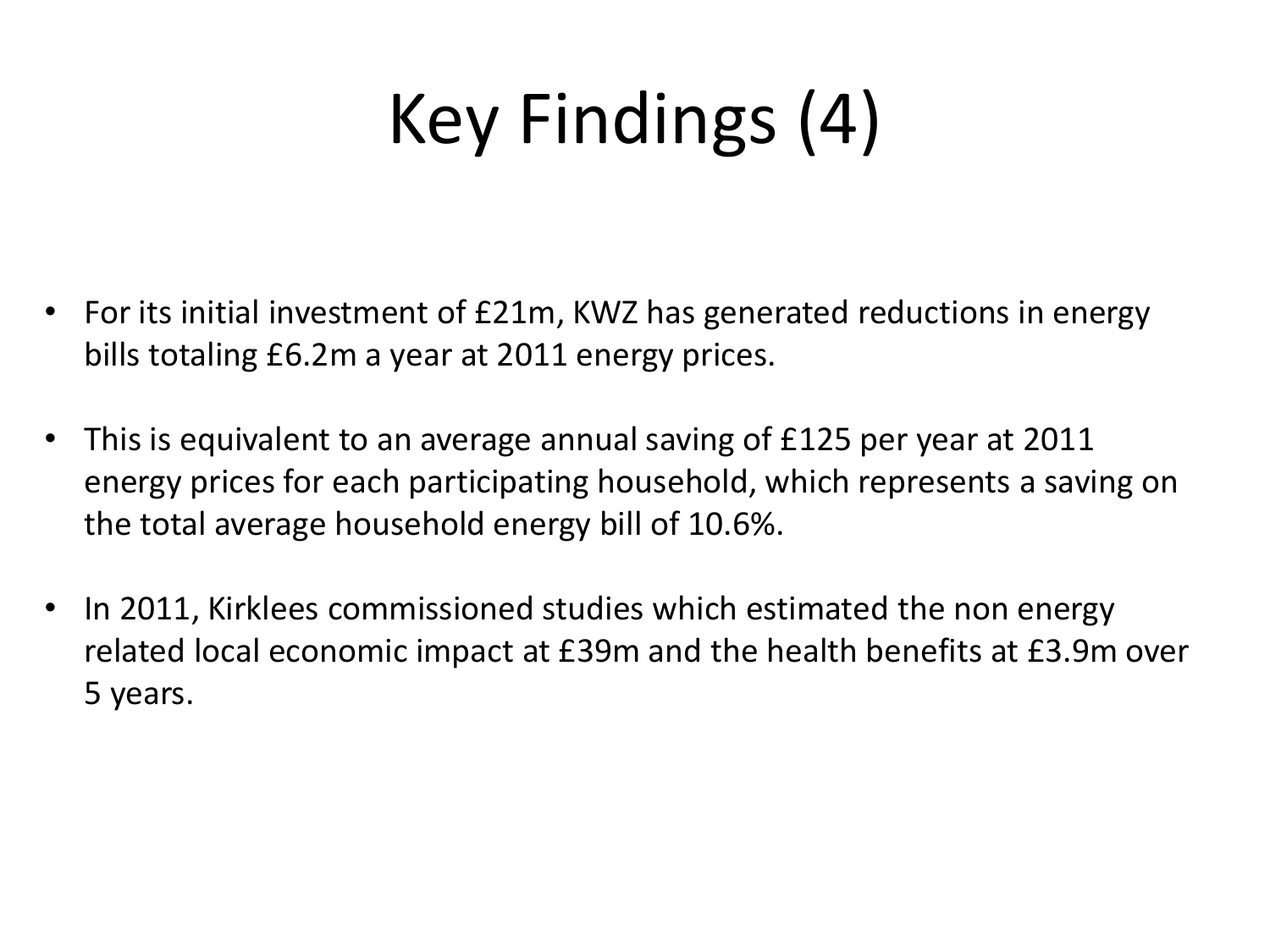# Key Findings (4)

- For its initial investment of £21m, KWZ has generated reductions in energy bills totaling £6.2m a year at 2011 energy prices.

- This is equivalent to an average annual saving of £125 per year at 2011 energy prices for each participating household, which represents a saving on the total average household energy bill of 10.6%.

- In 2011, Kirklees commissioned studies which estimated the non energy related local economic impact at £39m and the health benefits at £3.9m over 5 years.